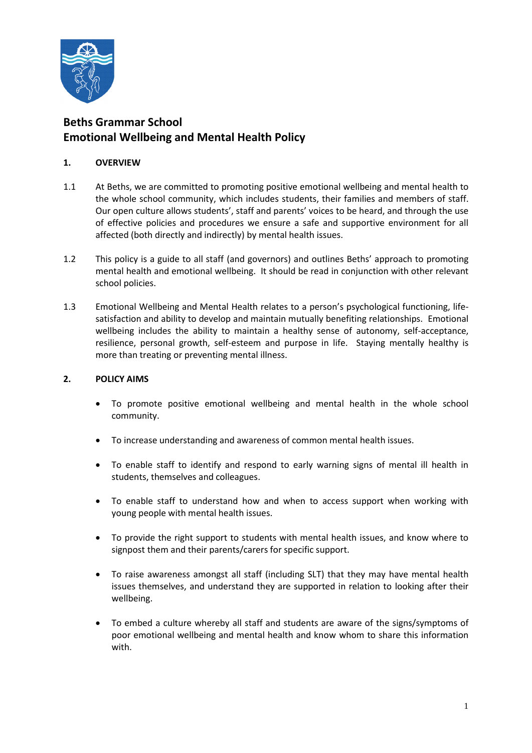# Beths Grammar School
# Emotional Wellbeing and Mental Health Policy

## 1. OVERVIEW

1.1 At Beths, we are committed to promoting positive emotional wellbeing and mental health to the whole school community, which includes students, their families and members of staff. Our open culture allows students', staff and parents' voices to be heard, and through the use of effective policies and procedures we ensure a safe and supportive environment for all affected (both directly and indirectly) by mental health issues.

1.2 This policy is a guide to all staff (and governors) and outlines Beths' approach to promoting mental health and emotional wellbeing. It should be read in conjunction with other relevant school policies.

1.3 Emotional Wellbeing and Mental Health relates to a person's psychological functioning, life-satisfaction and ability to develop and maintain mutually benefiting relationships. Emotional wellbeing includes the ability to maintain a healthy sense of autonomy, self-acceptance, resilience, personal growth, self-esteem and purpose in life. Staying mentally healthy is more than treating or preventing mental illness.

## 2. POLICY AIMS

- To promote positive emotional wellbeing and mental health in the whole school community.
- To increase understanding and awareness of common mental health issues.
- To enable staff to identify and respond to early warning signs of mental ill health in students, themselves and colleagues.
- To enable staff to understand how and when to access support when working with young people with mental health issues.
- To provide the right support to students with mental health issues, and know where to signpost them and their parents/carers for specific support.
- To raise awareness amongst all staff (including SLT) that they may have mental health issues themselves, and understand they are supported in relation to looking after their wellbeing.
- To embed a culture whereby all staff and students are aware of the signs/symptoms of poor emotional wellbeing and mental health and know whom to share this information with.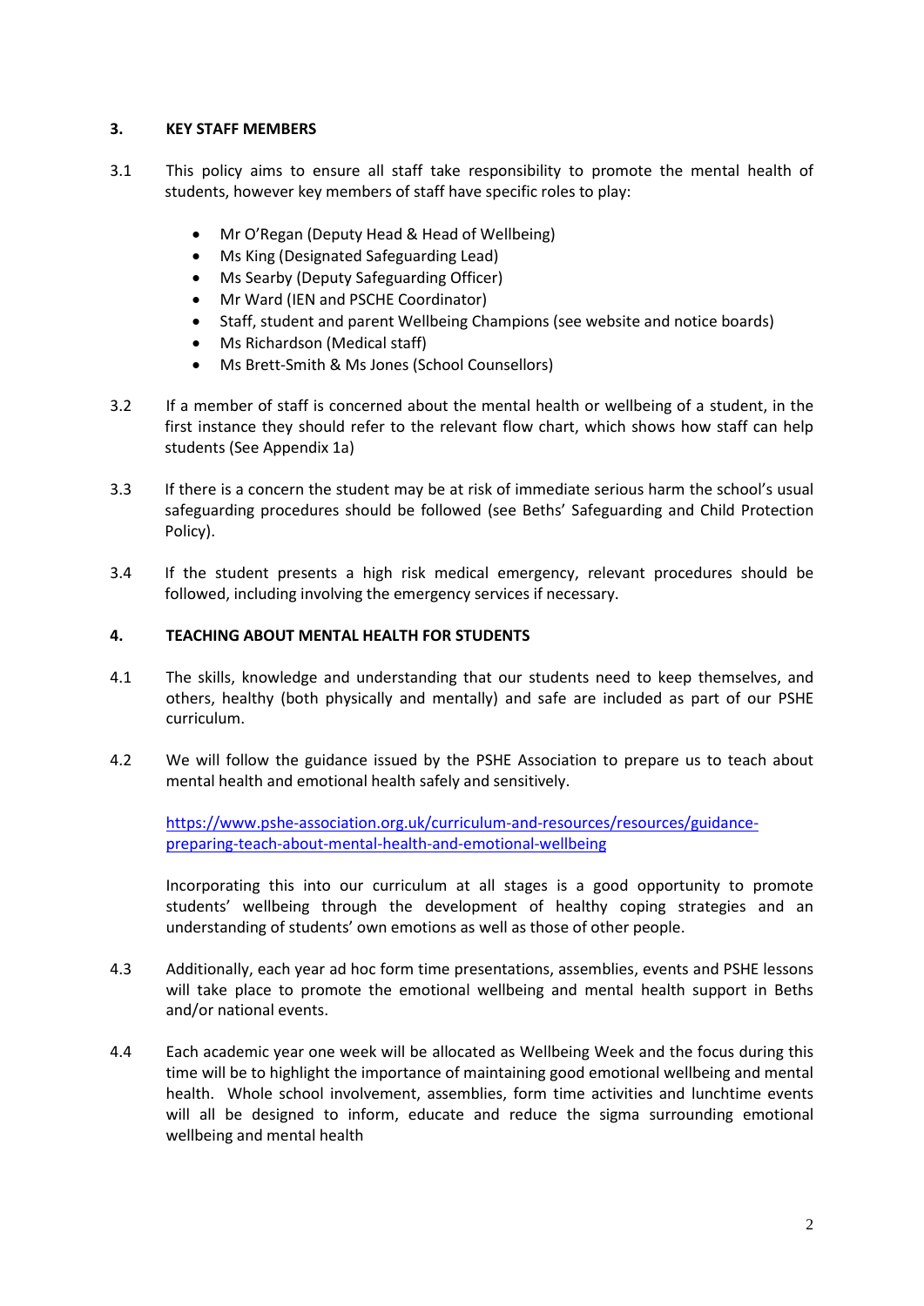## 3. KEY STAFF MEMBERS

3.1 This policy aims to ensure all staff take responsibility to promote the mental health of students, however key members of staff have specific roles to play:

- Mr O'Regan (Deputy Head & Head of Wellbeing)
- Ms King (Designated Safeguarding Lead)
- Ms Searby (Deputy Safeguarding Officer)
- Mr Ward (IEN and PSCHE Coordinator)
- Staff, student and parent Wellbeing Champions (see website and notice boards)
- Ms Richardson (Medical staff)
- Ms Brett-Smith & Ms Jones (School Counsellors)

3.2 If a member of staff is concerned about the mental health or wellbeing of a student, in the first instance they should refer to the relevant flow chart, which shows how staff can help students (See Appendix 1a)

3.3 If there is a concern the student may be at risk of immediate serious harm the school's usual safeguarding procedures should be followed (see Beths' Safeguarding and Child Protection Policy).

3.4 If the student presents a high risk medical emergency, relevant procedures should be followed, including involving the emergency services if necessary.

## 4. TEACHING ABOUT MENTAL HEALTH FOR STUDENTS

4.1 The skills, knowledge and understanding that our students need to keep themselves, and others, healthy (both physically and mentally) and safe are included as part of our PSHE curriculum.

4.2 We will follow the guidance issued by the PSHE Association to prepare us to teach about mental health and emotional health safely and sensitively.

[https://www.pshe-association.org.uk/curriculum-and-resources/resources/guidance-preparing-teach-about-mental-health-and-emotional-wellbeing](https://www.pshe-association.org.uk/curriculum-and-resources/resources/guidance-preparing-teach-about-mental-health-and-emotional-wellbeing)

Incorporating this into our curriculum at all stages is a good opportunity to promote students' wellbeing through the development of healthy coping strategies and an understanding of students' own emotions as well as those of other people.

4.3 Additionally, each year ad hoc form time presentations, assemblies, events and PSHE lessons will take place to promote the emotional wellbeing and mental health support in Beths and/or national events.

4.4 Each academic year one week will be allocated as Wellbeing Week and the focus during this time will be to highlight the importance of maintaining good emotional wellbeing and mental health. Whole school involvement, assemblies, form time activities and lunchtime events will all be designed to inform, educate and reduce the sigma surrounding emotional wellbeing and mental health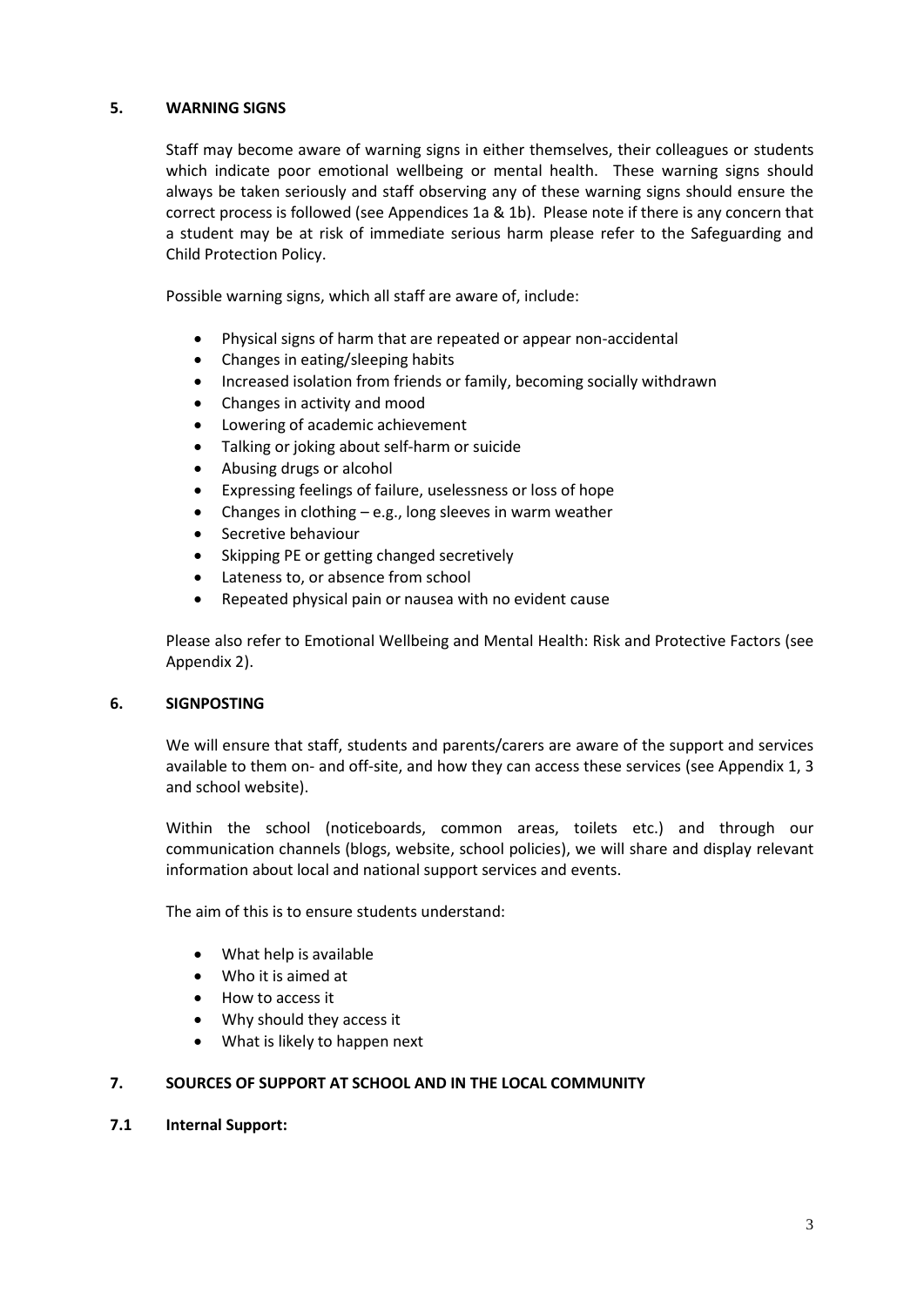## 5. WARNING SIGNS

Staff may become aware of warning signs in either themselves, their colleagues or students which indicate poor emotional wellbeing or mental health. These warning signs should always be taken seriously and staff observing any of these warning signs should ensure the correct process is followed (see Appendices 1a & 1b). Please note if there is any concern that a student may be at risk of immediate serious harm please refer to the Safeguarding and Child Protection Policy.

Possible warning signs, which all staff are aware of, include:

- Physical signs of harm that are repeated or appear non-accidental
- Changes in eating/sleeping habits
- Increased isolation from friends or family, becoming socially withdrawn
- Changes in activity and mood
- Lowering of academic achievement
- Talking or joking about self-harm or suicide
- Abusing drugs or alcohol
- Expressing feelings of failure, uselessness or loss of hope
- Changes in clothing – e.g., long sleeves in warm weather
- Secretive behaviour
- Skipping PE or getting changed secretively
- Lateness to, or absence from school
- Repeated physical pain or nausea with no evident cause

Please also refer to Emotional Wellbeing and Mental Health: Risk and Protective Factors (see Appendix 2).

## 6. SIGNPOSTING

We will ensure that staff, students and parents/carers are aware of the support and services available to them on- and off-site, and how they can access these services (see Appendix 1, 3 and school website).

Within the school (noticeboards, common areas, toilets etc.) and through our communication channels (blogs, website, school policies), we will share and display relevant information about local and national support services and events.

The aim of this is to ensure students understand:

- What help is available
- Who it is aimed at
- How to access it
- Why should they access it
- What is likely to happen next

## 7. SOURCES OF SUPPORT AT SCHOOL AND IN THE LOCAL COMMUNITY

### 7.1 Internal Support: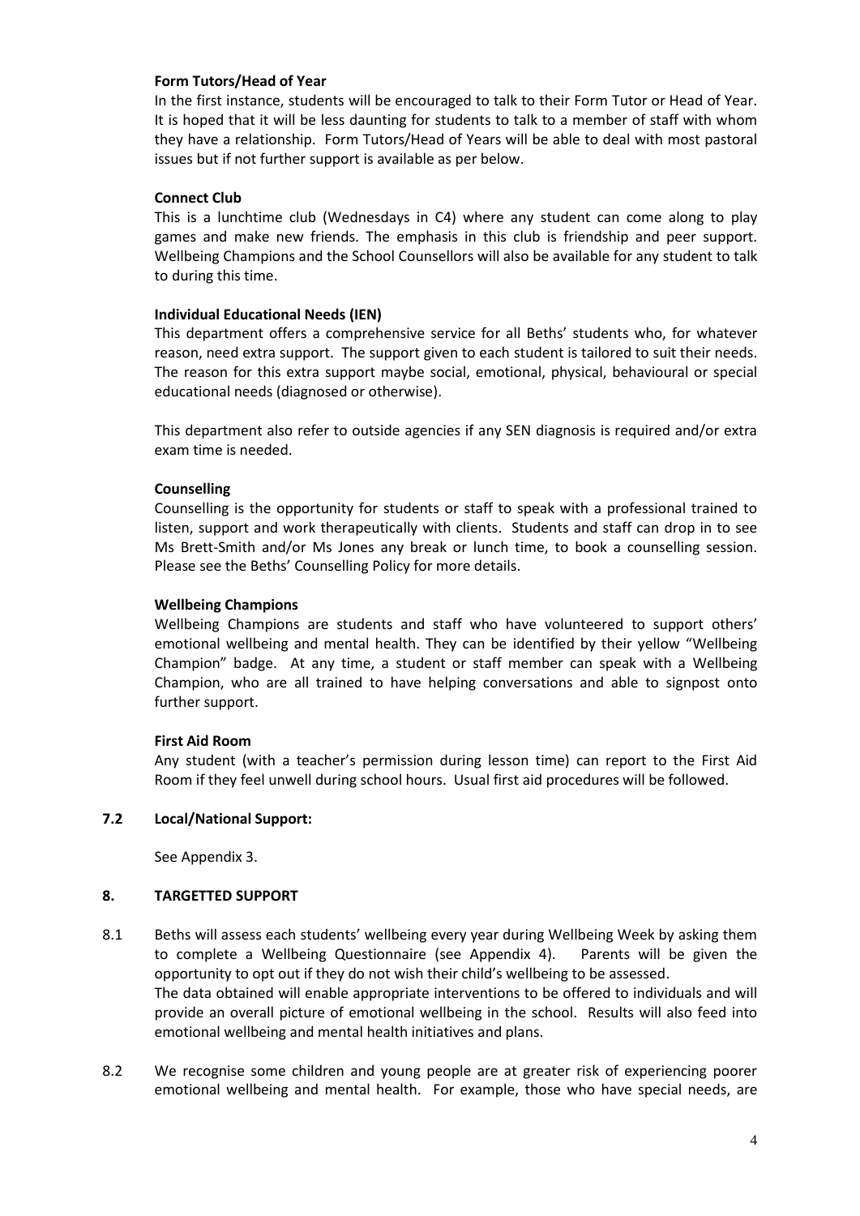**Form Tutors/Head of Year**

In the first instance, students will be encouraged to talk to their Form Tutor or Head of Year. It is hoped that it will be less daunting for students to talk to a member of staff with whom they have a relationship. Form Tutors/Head of Years will be able to deal with most pastoral issues but if not further support is available as per below.

**Connect Club**

This is a lunchtime club (Wednesdays in C4) where any student can come along to play games and make new friends. The emphasis in this club is friendship and peer support. Wellbeing Champions and the School Counsellors will also be available for any student to talk to during this time.

**Individual Educational Needs (IEN)**

This department offers a comprehensive service for all Beths' students who, for whatever reason, need extra support. The support given to each student is tailored to suit their needs. The reason for this extra support maybe social, emotional, physical, behavioural or special educational needs (diagnosed or otherwise).

This department also refer to outside agencies if any SEN diagnosis is required and/or extra exam time is needed.

**Counselling**

Counselling is the opportunity for students or staff to speak with a professional trained to listen, support and work therapeutically with clients. Students and staff can drop in to see Ms Brett-Smith and/or Ms Jones any break or lunch time, to book a counselling session. Please see the Beths' Counselling Policy for more details.

**Wellbeing Champions**

Wellbeing Champions are students and staff who have volunteered to support others' emotional wellbeing and mental health. They can be identified by their yellow "Wellbeing Champion" badge. At any time, a student or staff member can speak with a Wellbeing Champion, who are all trained to have helping conversations and able to signpost onto further support.

**First Aid Room**

Any student (with a teacher's permission during lesson time) can report to the First Aid Room if they feel unwell during school hours. Usual first aid procedures will be followed.

### 7.2 Local/National Support:

See Appendix 3.

## 8. TARGETTED SUPPORT

8.1 Beths will assess each students' wellbeing every year during Wellbeing Week by asking them to complete a Wellbeing Questionnaire (see Appendix 4). Parents will be given the opportunity to opt out if they do not wish their child's wellbeing to be assessed.
The data obtained will enable appropriate interventions to be offered to individuals and will provide an overall picture of emotional wellbeing in the school. Results will also feed into emotional wellbeing and mental health initiatives and plans.

8.2 We recognise some children and young people are at greater risk of experiencing poorer emotional wellbeing and mental health. For example, those who have special needs, are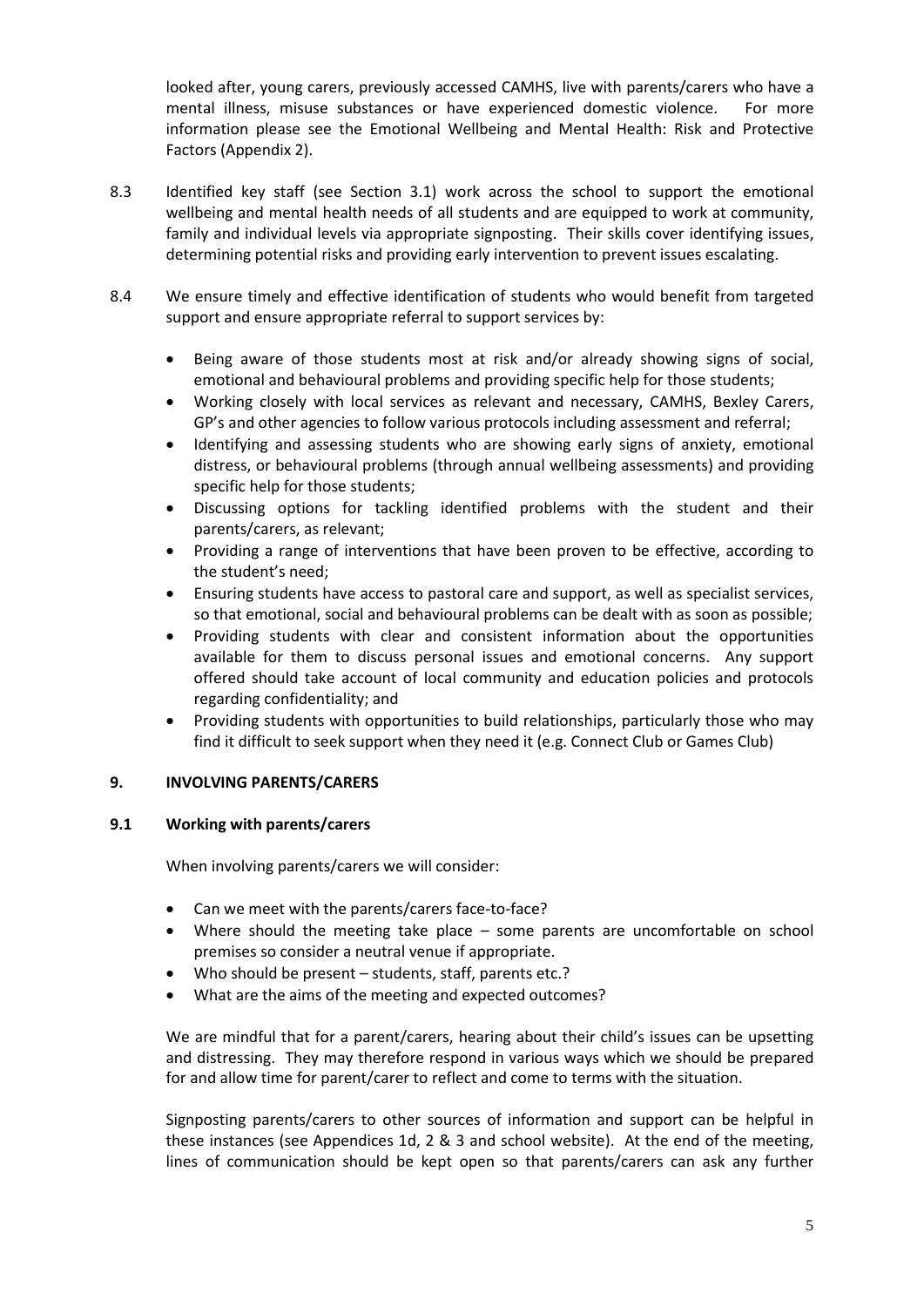looked after, young carers, previously accessed CAMHS, live with parents/carers who have a mental illness, misuse substances or have experienced domestic violence. For more information please see the Emotional Wellbeing and Mental Health: Risk and Protective Factors (Appendix 2).

8.3 Identified key staff (see Section 3.1) work across the school to support the emotional wellbeing and mental health needs of all students and are equipped to work at community, family and individual levels via appropriate signposting. Their skills cover identifying issues, determining potential risks and providing early intervention to prevent issues escalating.

8.4 We ensure timely and effective identification of students who would benefit from targeted support and ensure appropriate referral to support services by:

- Being aware of those students most at risk and/or already showing signs of social, emotional and behavioural problems and providing specific help for those students;
- Working closely with local services as relevant and necessary, CAMHS, Bexley Carers, GP's and other agencies to follow various protocols including assessment and referral;
- Identifying and assessing students who are showing early signs of anxiety, emotional distress, or behavioural problems (through annual wellbeing assessments) and providing specific help for those students;
- Discussing options for tackling identified problems with the student and their parents/carers, as relevant;
- Providing a range of interventions that have been proven to be effective, according to the student's need;
- Ensuring students have access to pastoral care and support, as well as specialist services, so that emotional, social and behavioural problems can be dealt with as soon as possible;
- Providing students with clear and consistent information about the opportunities available for them to discuss personal issues and emotional concerns. Any support offered should take account of local community and education policies and protocols regarding confidentiality; and
- Providing students with opportunities to build relationships, particularly those who may find it difficult to seek support when they need it (e.g. Connect Club or Games Club)

## 9. INVOLVING PARENTS/CARERS

### 9.1 Working with parents/carers

When involving parents/carers we will consider:

- Can we meet with the parents/carers face-to-face?
- Where should the meeting take place – some parents are uncomfortable on school premises so consider a neutral venue if appropriate.
- Who should be present – students, staff, parents etc.?
- What are the aims of the meeting and expected outcomes?

We are mindful that for a parent/carers, hearing about their child's issues can be upsetting and distressing. They may therefore respond in various ways which we should be prepared for and allow time for parent/carer to reflect and come to terms with the situation.

Signposting parents/carers to other sources of information and support can be helpful in these instances (see Appendices 1d, 2 & 3 and school website). At the end of the meeting, lines of communication should be kept open so that parents/carers can ask any further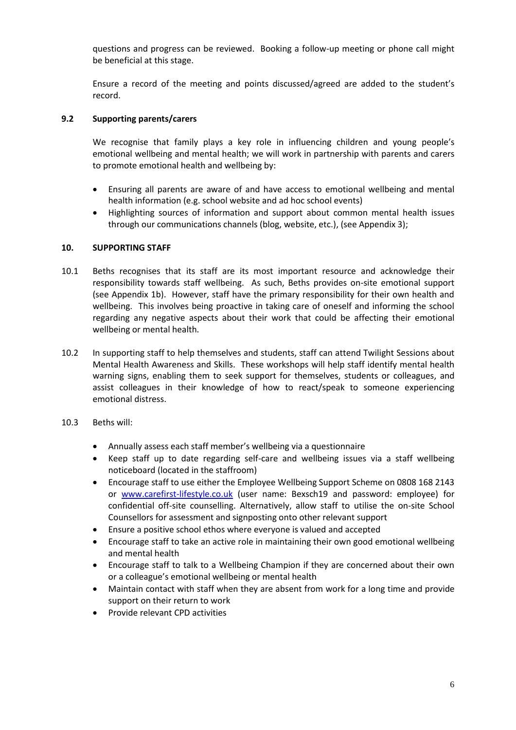questions and progress can be reviewed. Booking a follow-up meeting or phone call might be beneficial at this stage.

Ensure a record of the meeting and points discussed/agreed are added to the student's record.

### 9.2 Supporting parents/carers

We recognise that family plays a key role in influencing children and young people's emotional wellbeing and mental health; we will work in partnership with parents and carers to promote emotional health and wellbeing by:

- Ensuring all parents are aware of and have access to emotional wellbeing and mental health information (e.g. school website and ad hoc school events)
- Highlighting sources of information and support about common mental health issues through our communications channels (blog, website, etc.), (see Appendix 3);

## 10. SUPPORTING STAFF

10.1 Beths recognises that its staff are its most important resource and acknowledge their responsibility towards staff wellbeing. As such, Beths provides on-site emotional support (see Appendix 1b). However, staff have the primary responsibility for their own health and wellbeing. This involves being proactive in taking care of oneself and informing the school regarding any negative aspects about their work that could be affecting their emotional wellbeing or mental health.

10.2 In supporting staff to help themselves and students, staff can attend Twilight Sessions about Mental Health Awareness and Skills. These workshops will help staff identify mental health warning signs, enabling them to seek support for themselves, students or colleagues, and assist colleagues in their knowledge of how to react/speak to someone experiencing emotional distress.

10.3 Beths will:

- Annually assess each staff member's wellbeing via a questionnaire
- Keep staff up to date regarding self-care and wellbeing issues via a staff wellbeing noticeboard (located in the staffroom)
- Encourage staff to use either the Employee Wellbeing Support Scheme on 0808 168 2143 or [www.carefirst-lifestyle.co.uk](www.carefirst-lifestyle.co.uk) (user name: Bexsch19 and password: employee) for confidential off-site counselling. Alternatively, allow staff to utilise the on-site School Counsellors for assessment and signposting onto other relevant support
- Ensure a positive school ethos where everyone is valued and accepted
- Encourage staff to take an active role in maintaining their own good emotional wellbeing and mental health
- Encourage staff to talk to a Wellbeing Champion if they are concerned about their own or a colleague's emotional wellbeing or mental health
- Maintain contact with staff when they are absent from work for a long time and provide support on their return to work
- Provide relevant CPD activities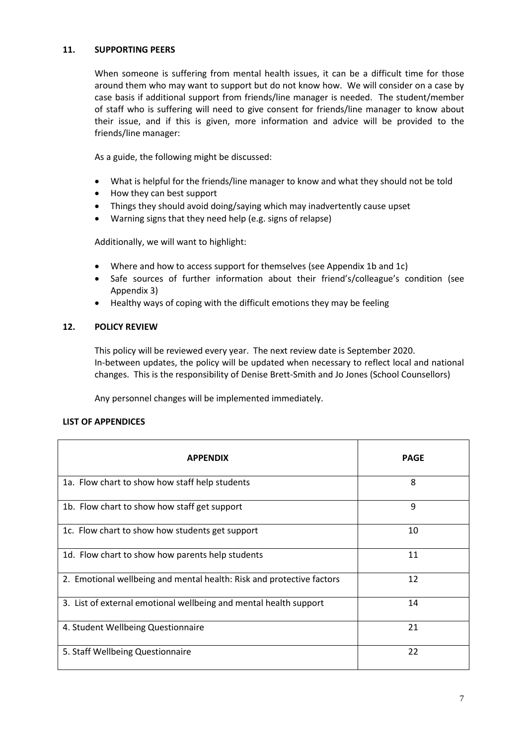## 11. SUPPORTING PEERS

When someone is suffering from mental health issues, it can be a difficult time for those around them who may want to support but do not know how. We will consider on a case by case basis if additional support from friends/line manager is needed. The student/member of staff who is suffering will need to give consent for friends/line manager to know about their issue, and if this is given, more information and advice will be provided to the friends/line manager:

As a guide, the following might be discussed:

- What is helpful for the friends/line manager to know and what they should not be told
- How they can best support
- Things they should avoid doing/saying which may inadvertently cause upset
- Warning signs that they need help (e.g. signs of relapse)

Additionally, we will want to highlight:

- Where and how to access support for themselves (see Appendix 1b and 1c)
- Safe sources of further information about their friend's/colleague's condition (see Appendix 3)
- Healthy ways of coping with the difficult emotions they may be feeling

## 12. POLICY REVIEW

This policy will be reviewed every year. The next review date is September 2020.
In-between updates, the policy will be updated when necessary to reflect local and national changes. This is the responsibility of Denise Brett-Smith and Jo Jones (School Counsellors)

Any personnel changes will be implemented immediately.

## LIST OF APPENDICES

| APPENDIX | PAGE |
|---|---|
| 1a. Flow chart to show how staff help students | 8 |
| 1b. Flow chart to show how staff get support | 9 |
| 1c. Flow chart to show how students get support | 10 |
| 1d. Flow chart to show how parents help students | 11 |
| 2. Emotional wellbeing and mental health: Risk and protective factors | 12 |
| 3. List of external emotional wellbeing and mental health support | 14 |
| 4. Student Wellbeing Questionnaire | 21 |
| 5. Staff Wellbeing Questionnaire | 22 |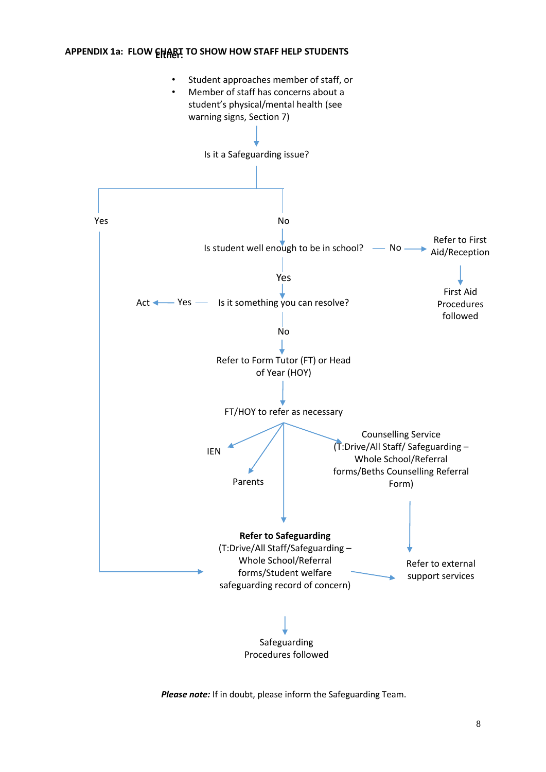## APPENDIX 1a: FLOW CHART TO SHOW HOW STAFF HELP STUDENTS

Either:

- Student approaches member of staff, or
- Member of staff has concerns about a student's physical/mental health (see warning signs, Section 7)

↓

**Is it a Safeguarding issue?**

- **Yes** → Refer to Safeguarding (see below)
- **No** → Is student well enough to be in school?
  - **No** → Refer to First Aid/Reception → First Aid Procedures followed
  - **Yes** → Is it something you can resolve?
    - **Yes** → Act
    - **No** → Refer to Form Tutor (FT) or Head of Year (HOY) → FT/HOY to refer as necessary:
      - IEN
      - Parents
      - Counselling Service (T:Drive/All Staff/ Safeguarding – Whole School/Referral forms/Beths Counselling Referral Form) → Refer to external support services
      - Refer to Safeguarding

**Refer to Safeguarding** (T:Drive/All Staff/Safeguarding – Whole School/Referral forms/Student welfare safeguarding record of concern) → Refer to external support services

↓

Safeguarding Procedures followed

***Please note:*** If in doubt, please inform the Safeguarding Team.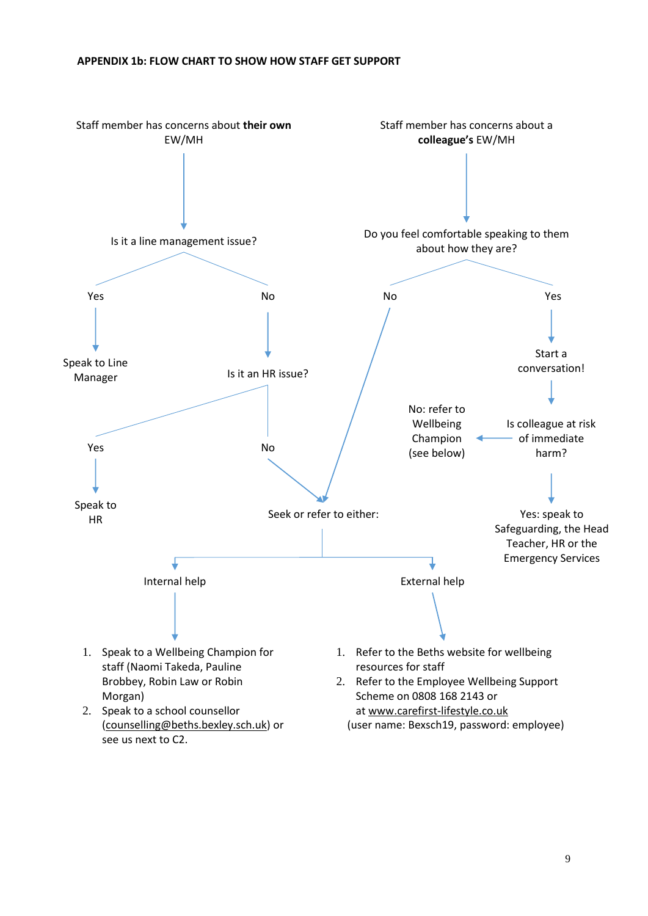**APPENDIX 1b: FLOW CHART TO SHOW HOW STAFF GET SUPPORT**

Staff member has concerns about **their own** EW/MH

Is it a line management issue?

- Yes → Speak to Line Manager
- No → Is it an HR issue?
  - Yes → Speak to HR
  - No → Seek or refer to either:

Staff member has concerns about a **colleague's** EW/MH

Do you feel comfortable speaking to them about how they are?

- No → Seek or refer to either:
- Yes → Start a conversation! → Is colleague at risk of immediate harm?
  - No: refer to Wellbeing Champion (see below)
  - Yes: speak to Safeguarding, the Head Teacher, HR or the Emergency Services

Seek or refer to either:

Internal help

1. Speak to a Wellbeing Champion for staff (Naomi Takeda, Pauline Brobbey, Robin Law or Robin Morgan)
2. Speak to a school counsellor (counselling@beths.bexley.sch.uk) or see us next to C2.

External help

1. Refer to the Beths website for wellbeing resources for staff
2. Refer to the Employee Wellbeing Support Scheme on 0808 168 2143 or at www.carefirst-lifestyle.co.uk (user name: Bexsch19, password: employee)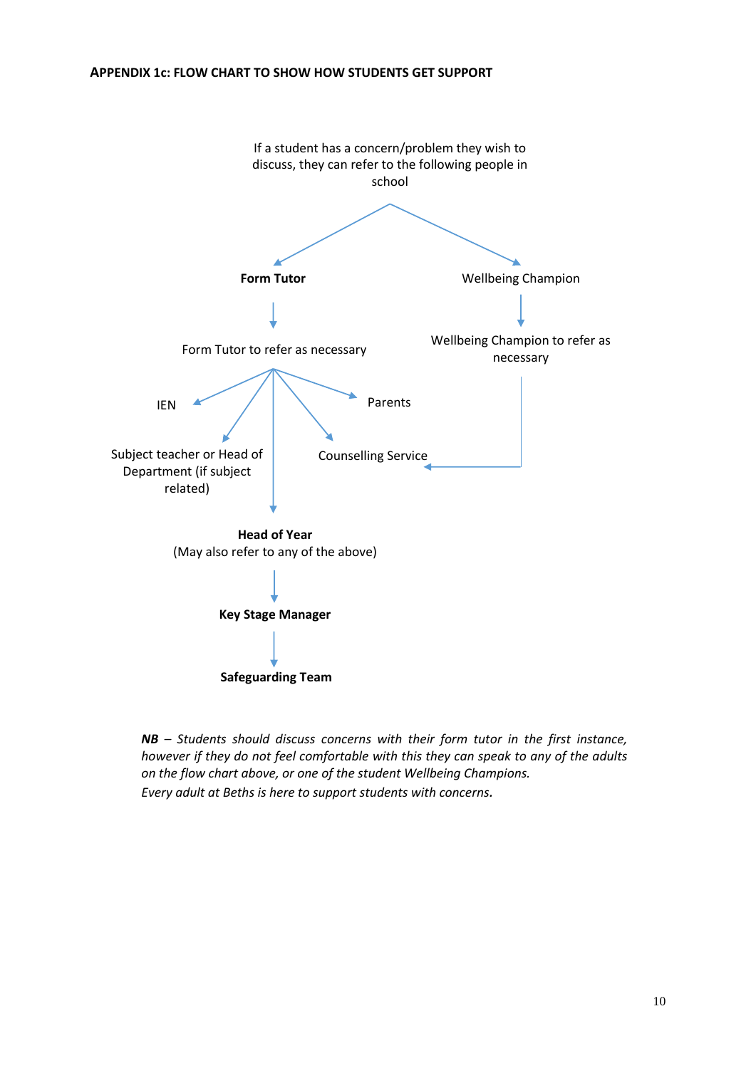**APPENDIX 1c: FLOW CHART TO SHOW HOW STUDENTS GET SUPPORT**

If a student has a concern/problem they wish to discuss, they can refer to the following people in school

- **Form Tutor**
  - Form Tutor to refer as necessary
    - IEN
    - Subject teacher or Head of Department (if subject related)
    - Counselling Service
    - Parents
    - **Head of Year** (May also refer to any of the above)
      - **Key Stage Manager**
        - **Safeguarding Team**
- Wellbeing Champion
  - Wellbeing Champion to refer as necessary
    - Counselling Service

***NB*** *– Students should discuss concerns with their form tutor in the first instance, however if they do not feel comfortable with this they can speak to any of the adults on the flow chart above, or one of the student Wellbeing Champions.*
*Every adult at Beths is here to support students with concerns.*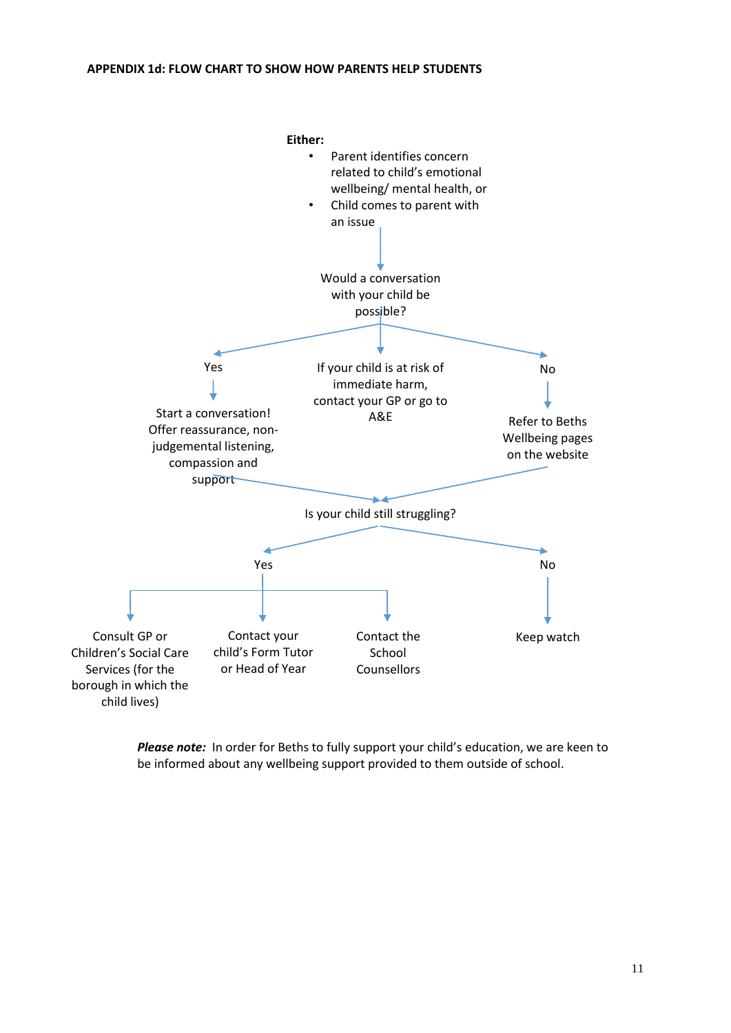**APPENDIX 1d: FLOW CHART TO SHOW HOW PARENTS HELP STUDENTS**

**Either:**

- Parent identifies concern related to child's emotional wellbeing/ mental health, or
- Child comes to parent with an issue

Would a conversation with your child be possible?

Yes

Start a conversation! Offer reassurance, non-judgemental listening, compassion and support

If your child is at risk of immediate harm, contact your GP or go to A&E

No

Refer to Beths Wellbeing pages on the website

Is your child still struggling?

Yes

Consult GP or Children's Social Care Services (for the borough in which the child lives)

Contact your child's Form Tutor or Head of Year

Contact the School Counsellors

No

Keep watch

***Please note:*** In order for Beths to fully support your child's education, we are keen to be informed about any wellbeing support provided to them outside of school.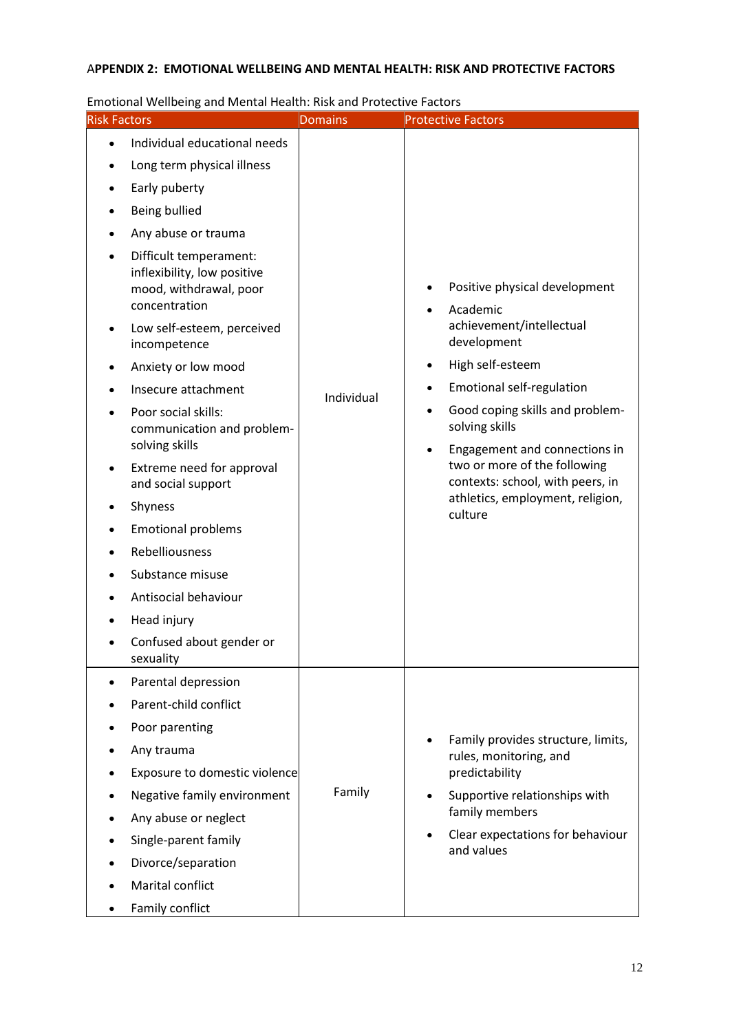### APPENDIX 2: EMOTIONAL WELLBEING AND MENTAL HEALTH: RISK AND PROTECTIVE FACTORS

Emotional Wellbeing and Mental Health: Risk and Protective Factors

| Risk Factors | Domains | Protective Factors |
|---|---|---|
| • Individual educational needs<br>• Long term physical illness<br>• Early puberty<br>• Being bullied<br>• Any abuse or trauma<br>• Difficult temperament: inflexibility, low positive mood, withdrawal, poor concentration<br>• Low self-esteem, perceived incompetence<br>• Anxiety or low mood<br>• Insecure attachment<br>• Poor social skills: communication and problem-solving skills<br>• Extreme need for approval and social support<br>• Shyness<br>• Emotional problems<br>• Rebelliousness<br>• Substance misuse<br>• Antisocial behaviour<br>• Head injury<br>• Confused about gender or sexuality | Individual | • Positive physical development<br>• Academic achievement/intellectual development<br>• High self-esteem<br>• Emotional self-regulation<br>• Good coping skills and problem-solving skills<br>• Engagement and connections in two or more of the following contexts: school, with peers, in athletics, employment, religion, culture |
| • Parental depression<br>• Parent-child conflict<br>• Poor parenting<br>• Any trauma<br>• Exposure to domestic violence<br>• Negative family environment<br>• Any abuse or neglect<br>• Single-parent family<br>• Divorce/separation<br>• Marital conflict<br>• Family conflict | Family | • Family provides structure, limits, rules, monitoring, and predictability<br>• Supportive relationships with family members<br>• Clear expectations for behaviour and values |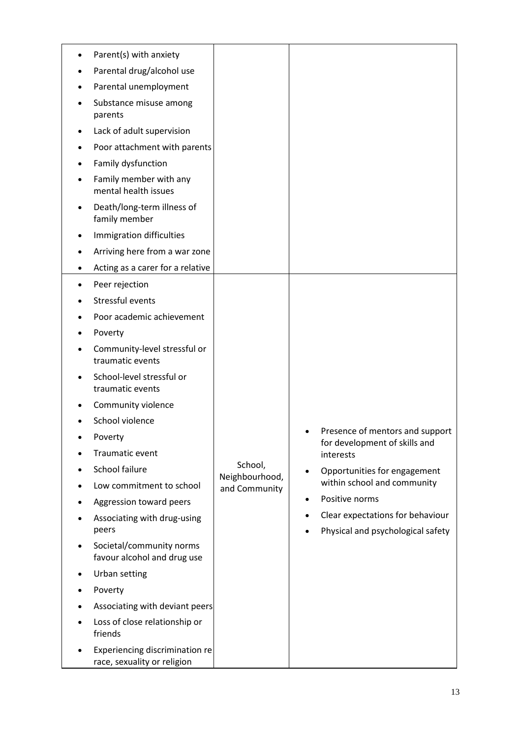| | | |
|---|---|---|
| • Parent(s) with anxiety<br>• Parental drug/alcohol use<br>• Parental unemployment<br>• Substance misuse among parents<br>• Lack of adult supervision<br>• Poor attachment with parents<br>• Family dysfunction<br>• Family member with any mental health issues<br>• Death/long-term illness of family member<br>• Immigration difficulties<br>• Arriving here from a war zone<br>• Acting as a carer for a relative | | |
| • Peer rejection<br>• Stressful events<br>• Poor academic achievement<br>• Poverty<br>• Community-level stressful or traumatic events<br>• School-level stressful or traumatic events<br>• Community violence<br>• School violence<br>• Poverty<br>• Traumatic event<br>• School failure<br>• Low commitment to school<br>• Aggression toward peers<br>• Associating with drug-using peers<br>• Societal/community norms favour alcohol and drug use<br>• Urban setting<br>• Poverty<br>• Associating with deviant peers<br>• Loss of close relationship or friends<br>• Experiencing discrimination re race, sexuality or religion | School, Neighbourhood, and Community | • Presence of mentors and support for development of skills and interests<br>• Opportunities for engagement within school and community<br>• Positive norms<br>• Clear expectations for behaviour<br>• Physical and psychological safety |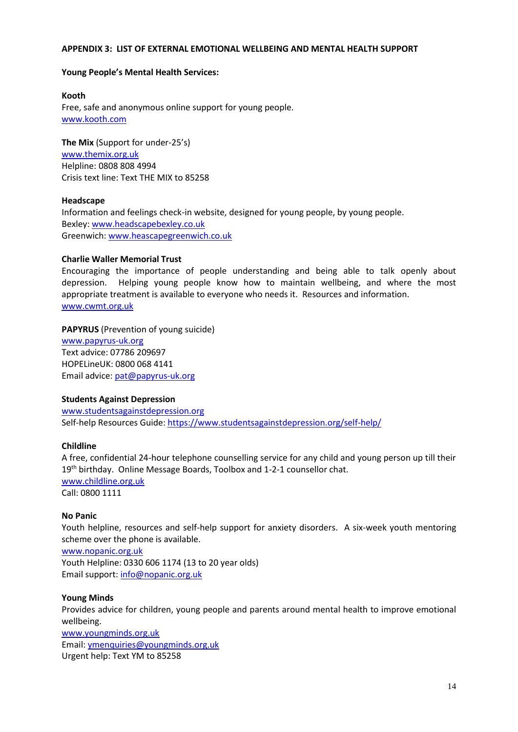## APPENDIX 3: LIST OF EXTERNAL EMOTIONAL WELLBEING AND MENTAL HEALTH SUPPORT

### Young People's Mental Health Services:

**Kooth**
Free, safe and anonymous online support for young people.
www.kooth.com

**The Mix** (Support for under-25's)
www.themix.org.uk
Helpline: 0808 808 4994
Crisis text line: Text THE MIX to 85258

**Headscape**
Information and feelings check-in website, designed for young people, by young people.
Bexley: www.headscapebexley.co.uk
Greenwich: www.heascapegreenwich.co.uk

**Charlie Waller Memorial Trust**
Encouraging the importance of people understanding and being able to talk openly about depression. Helping young people know how to maintain wellbeing, and where the most appropriate treatment is available to everyone who needs it. Resources and information.
www.cwmt.org.uk

**PAPYRUS** (Prevention of young suicide)
www.papyrus-uk.org
Text advice: 07786 209697
HOPELineUK: 0800 068 4141
Email advice: pat@papyrus-uk.org

**Students Against Depression**
www.studentsagainstdepression.org
Self-help Resources Guide: https://www.studentsagainstdepression.org/self-help/

**Childline**
A free, confidential 24-hour telephone counselling service for any child and young person up till their 19th birthday. Online Message Boards, Toolbox and 1-2-1 counsellor chat.
www.childline.org.uk
Call: 0800 1111

**No Panic**
Youth helpline, resources and self-help support for anxiety disorders. A six-week youth mentoring scheme over the phone is available.
www.nopanic.org.uk
Youth Helpline: 0330 606 1174 (13 to 20 year olds)
Email support: info@nopanic.org.uk

**Young Minds**
Provides advice for children, young people and parents around mental health to improve emotional wellbeing.
www.youngminds.org.uk
Email: ymenquiries@youngminds.org.uk
Urgent help: Text YM to 85258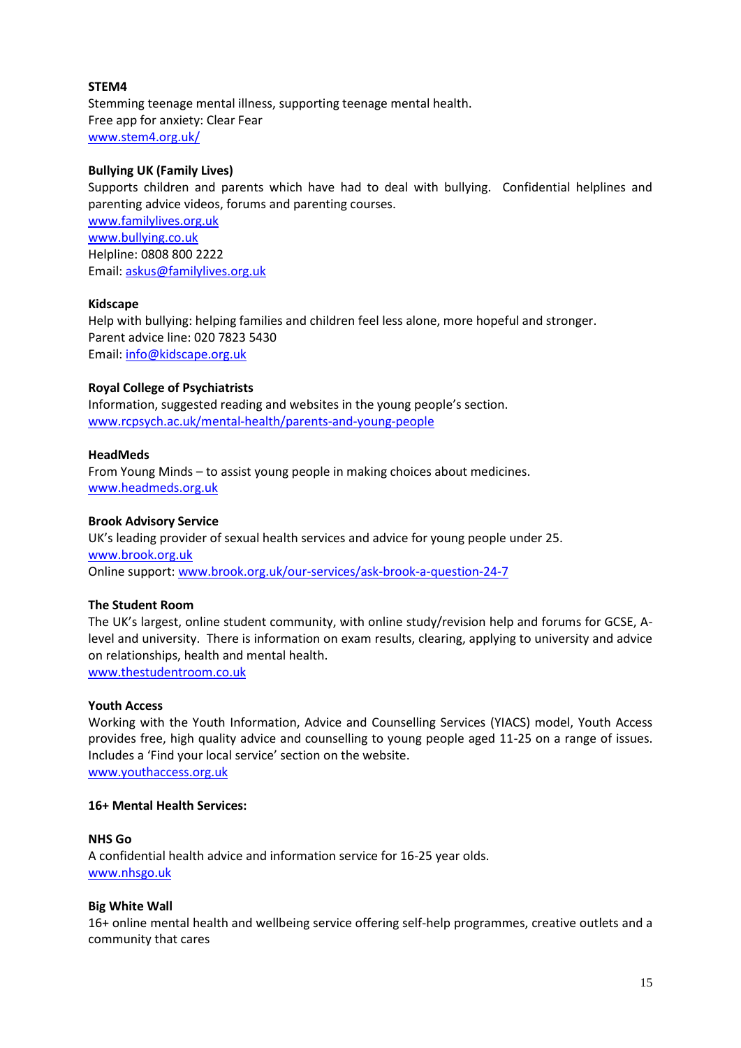**STEM4**

Stemming teenage mental illness, supporting teenage mental health.
Free app for anxiety: Clear Fear
www.stem4.org.uk/

**Bullying UK (Family Lives)**

Supports children and parents which have had to deal with bullying. Confidential helplines and parenting advice videos, forums and parenting courses.
www.familylives.org.uk
www.bullying.co.uk
Helpline: 0808 800 2222
Email: askus@familylives.org.uk

**Kidscape**

Help with bullying: helping families and children feel less alone, more hopeful and stronger.
Parent advice line: 020 7823 5430
Email: info@kidscape.org.uk

**Royal College of Psychiatrists**

Information, suggested reading and websites in the young people's section.
www.rcpsych.ac.uk/mental-health/parents-and-young-people

**HeadMeds**

From Young Minds – to assist young people in making choices about medicines.
www.headmeds.org.uk

**Brook Advisory Service**

UK's leading provider of sexual health services and advice for young people under 25.
www.brook.org.uk
Online support: www.brook.org.uk/our-services/ask-brook-a-question-24-7

**The Student Room**

The UK's largest, online student community, with online study/revision help and forums for GCSE, A-level and university. There is information on exam results, clearing, applying to university and advice on relationships, health and mental health.
www.thestudentroom.co.uk

**Youth Access**

Working with the Youth Information, Advice and Counselling Services (YIACS) model, Youth Access provides free, high quality advice and counselling to young people aged 11-25 on a range of issues. Includes a 'Find your local service' section on the website.
www.youthaccess.org.uk

**16+ Mental Health Services:**

**NHS Go**

A confidential health advice and information service for 16-25 year olds.
www.nhsgo.uk

**Big White Wall**

16+ online mental health and wellbeing service offering self-help programmes, creative outlets and a community that cares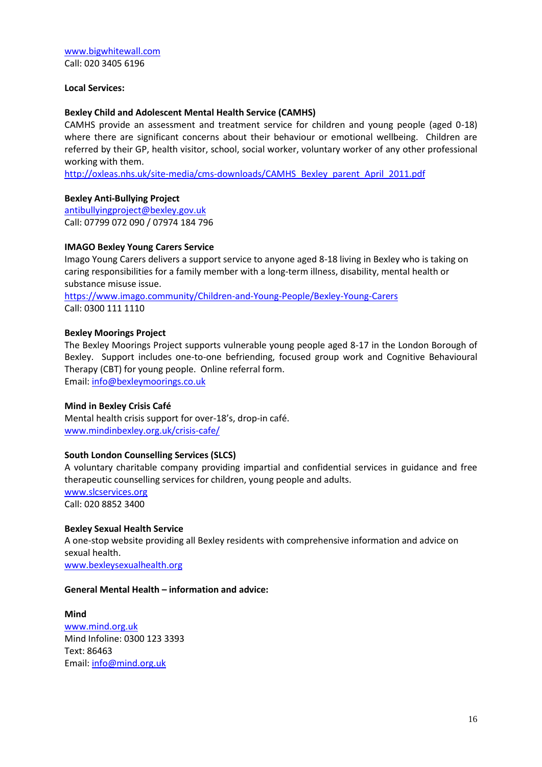www.bigwhitewall.com
Call: 020 3405 6196

**Local Services:**

**Bexley Child and Adolescent Mental Health Service (CAMHS)**
CAMHS provide an assessment and treatment service for children and young people (aged 0-18) where there are significant concerns about their behaviour or emotional wellbeing. Children are referred by their GP, health visitor, school, social worker, voluntary worker of any other professional working with them.
http://oxleas.nhs.uk/site-media/cms-downloads/CAMHS_Bexley_parent_April_2011.pdf

**Bexley Anti-Bullying Project**
antibullyingproject@bexley.gov.uk
Call: 07799 072 090 / 07974 184 796

**IMAGO Bexley Young Carers Service**
Imago Young Carers delivers a support service to anyone aged 8-18 living in Bexley who is taking on caring responsibilities for a family member with a long-term illness, disability, mental health or substance misuse issue.
https://www.imago.community/Children-and-Young-People/Bexley-Young-Carers
Call: 0300 111 1110

**Bexley Moorings Project**
The Bexley Moorings Project supports vulnerable young people aged 8-17 in the London Borough of Bexley. Support includes one-to-one befriending, focused group work and Cognitive Behavioural Therapy (CBT) for young people. Online referral form.
Email: info@bexleymoorings.co.uk

**Mind in Bexley Crisis Café**
Mental health crisis support for over-18's, drop-in café.
www.mindinbexley.org.uk/crisis-cafe/

**South London Counselling Services (SLCS)**
A voluntary charitable company providing impartial and confidential services in guidance and free therapeutic counselling services for children, young people and adults.
www.slcservices.org
Call: 020 8852 3400

**Bexley Sexual Health Service**
A one-stop website providing all Bexley residents with comprehensive information and advice on sexual health.
www.bexleysexualhealth.org

**General Mental Health – information and advice:**

**Mind**
www.mind.org.uk
Mind Infoline: 0300 123 3393
Text: 86463
Email: info@mind.org.uk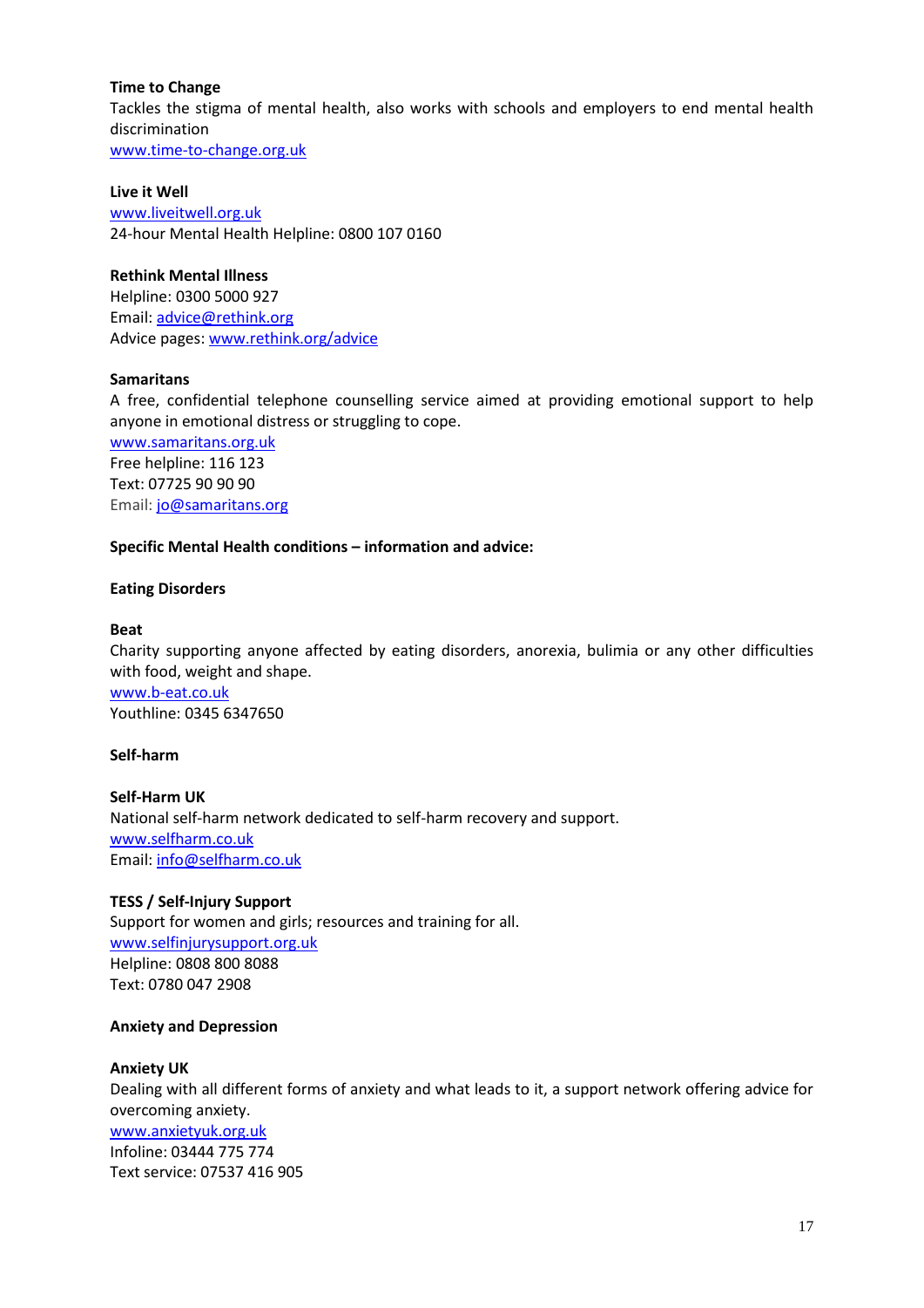**Time to Change**
Tackles the stigma of mental health, also works with schools and employers to end mental health discrimination
www.time-to-change.org.uk

**Live it Well**
www.liveitwell.org.uk
24-hour Mental Health Helpline: 0800 107 0160

**Rethink Mental Illness**
Helpline: 0300 5000 927
Email: advice@rethink.org
Advice pages: www.rethink.org/advice

**Samaritans**
A free, confidential telephone counselling service aimed at providing emotional support to help anyone in emotional distress or struggling to cope.
www.samaritans.org.uk
Free helpline: 116 123
Text: 07725 90 90 90
Email: jo@samaritans.org

**Specific Mental Health conditions – information and advice:**

**Eating Disorders**

**Beat**
Charity supporting anyone affected by eating disorders, anorexia, bulimia or any other difficulties with food, weight and shape.
www.b-eat.co.uk
Youthline: 0345 6347650

**Self-harm**

**Self-Harm UK**
National self-harm network dedicated to self-harm recovery and support.
www.selfharm.co.uk
Email: info@selfharm.co.uk

**TESS / Self-Injury Support**
Support for women and girls; resources and training for all.
www.selfinjurysupport.org.uk
Helpline: 0808 800 8088
Text: 0780 047 2908

**Anxiety and Depression**

**Anxiety UK**
Dealing with all different forms of anxiety and what leads to it, a support network offering advice for overcoming anxiety.
www.anxietyuk.org.uk
Infoline: 03444 775 774
Text service: 07537 416 905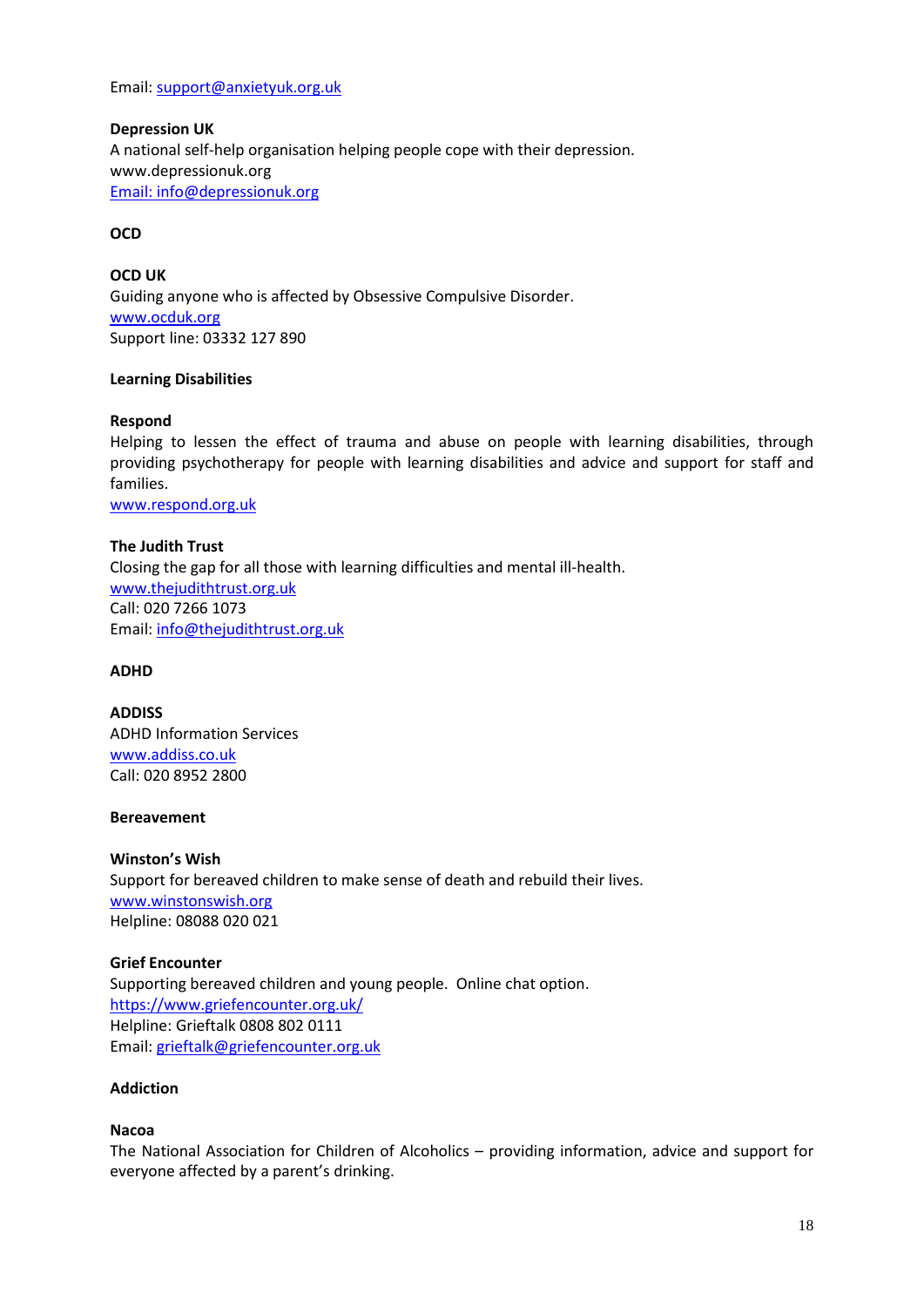Email: support@anxietyuk.org.uk

**Depression UK**
A national self-help organisation helping people cope with their depression.
www.depressionuk.org
Email: info@depressionuk.org

**OCD**

**OCD UK**
Guiding anyone who is affected by Obsessive Compulsive Disorder.
www.ocduk.org
Support line: 03332 127 890

**Learning Disabilities**

**Respond**
Helping to lessen the effect of trauma and abuse on people with learning disabilities, through providing psychotherapy for people with learning disabilities and advice and support for staff and families.
www.respond.org.uk

**The Judith Trust**
Closing the gap for all those with learning difficulties and mental ill-health.
www.thejudithtrust.org.uk
Call: 020 7266 1073
Email: info@thejudithtrust.org.uk

**ADHD**

**ADDISS**
ADHD Information Services
www.addiss.co.uk
Call: 020 8952 2800

**Bereavement**

**Winston's Wish**
Support for bereaved children to make sense of death and rebuild their lives.
www.winstonswish.org
Helpline: 08088 020 021

**Grief Encounter**
Supporting bereaved children and young people. Online chat option.
https://www.griefencounter.org.uk/
Helpline: Grieftalk 0808 802 0111
Email: grieftalk@griefencounter.org.uk

**Addiction**

**Nacoa**
The National Association for Children of Alcoholics – providing information, advice and support for everyone affected by a parent's drinking.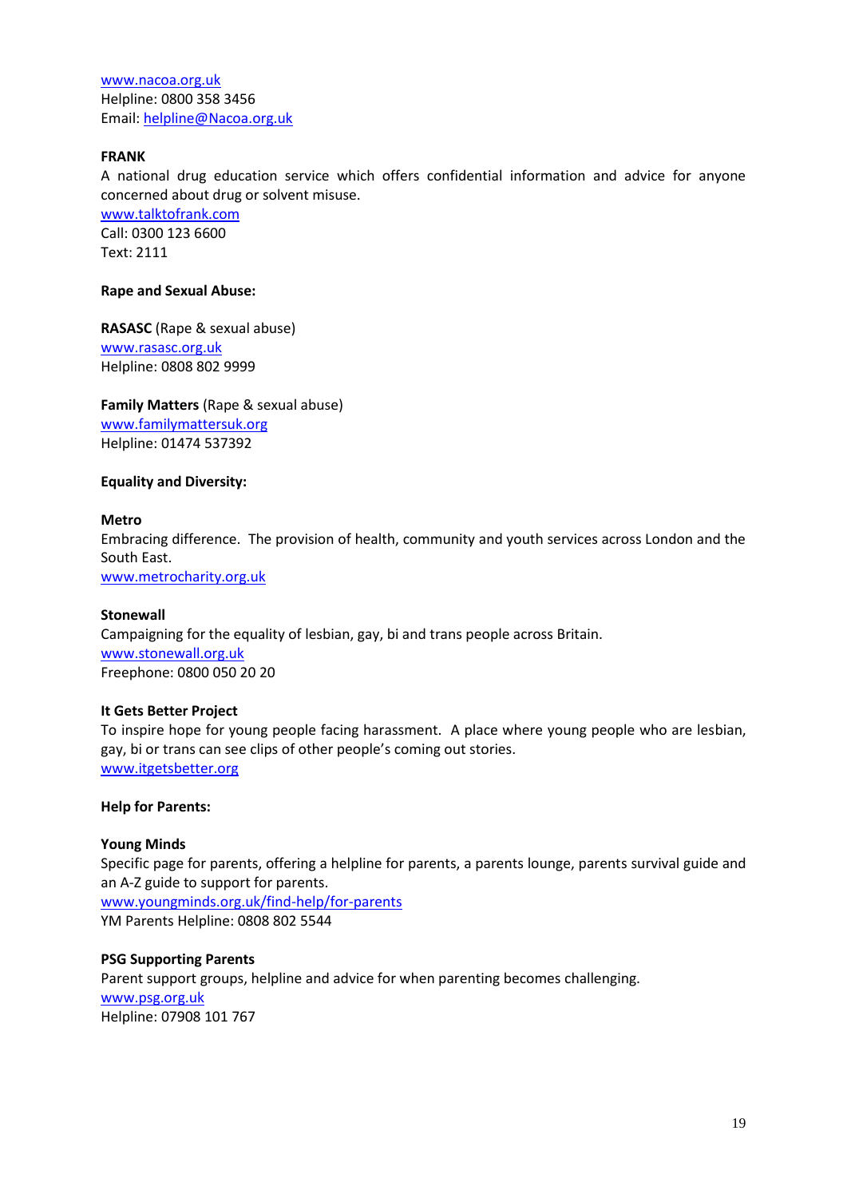www.nacoa.org.uk
Helpline: 0800 358 3456
Email: helpline@Nacoa.org.uk

**FRANK**
A national drug education service which offers confidential information and advice for anyone concerned about drug or solvent misuse.
www.talktofrank.com
Call: 0300 123 6600
Text: 2111

**Rape and Sexual Abuse:**

**RASASC** (Rape & sexual abuse)
www.rasasc.org.uk
Helpline: 0808 802 9999

**Family Matters** (Rape & sexual abuse)
www.familymattersuk.org
Helpline: 01474 537392

**Equality and Diversity:**

**Metro**
Embracing difference. The provision of health, community and youth services across London and the South East.
www.metrocharity.org.uk

**Stonewall**
Campaigning for the equality of lesbian, gay, bi and trans people across Britain.
www.stonewall.org.uk
Freephone: 0800 050 20 20

**It Gets Better Project**
To inspire hope for young people facing harassment. A place where young people who are lesbian, gay, bi or trans can see clips of other people's coming out stories.
www.itgetsbetter.org

**Help for Parents:**

**Young Minds**
Specific page for parents, offering a helpline for parents, a parents lounge, parents survival guide and an A-Z guide to support for parents.
www.youngminds.org.uk/find-help/for-parents
YM Parents Helpline: 0808 802 5544

**PSG Supporting Parents**
Parent support groups, helpline and advice for when parenting becomes challenging.
www.psg.org.uk
Helpline: 07908 101 767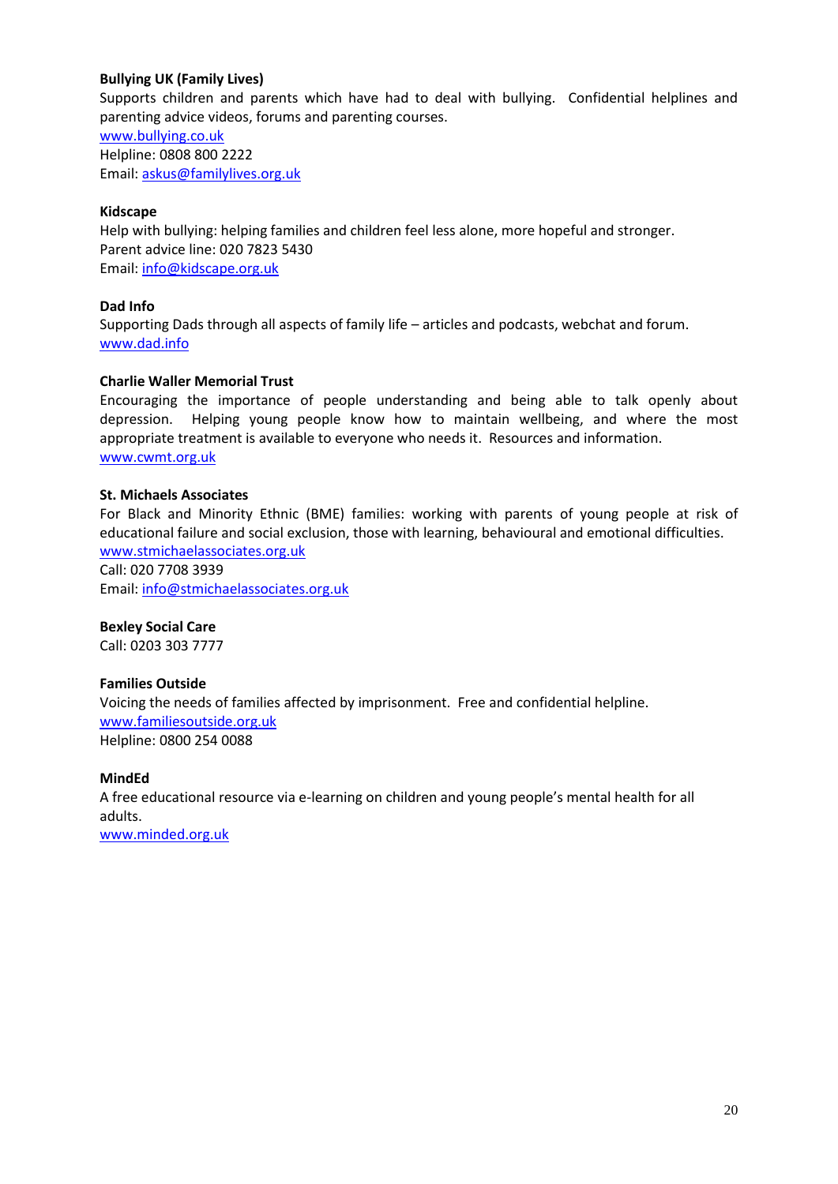**Bullying UK (Family Lives)**
Supports children and parents which have had to deal with bullying. Confidential helplines and parenting advice videos, forums and parenting courses.
www.bullying.co.uk
Helpline: 0808 800 2222
Email: askus@familylives.org.uk

**Kidscape**
Help with bullying: helping families and children feel less alone, more hopeful and stronger.
Parent advice line: 020 7823 5430
Email: info@kidscape.org.uk

**Dad Info**
Supporting Dads through all aspects of family life – articles and podcasts, webchat and forum.
www.dad.info

**Charlie Waller Memorial Trust**
Encouraging the importance of people understanding and being able to talk openly about depression. Helping young people know how to maintain wellbeing, and where the most appropriate treatment is available to everyone who needs it. Resources and information.
www.cwmt.org.uk

**St. Michaels Associates**
For Black and Minority Ethnic (BME) families: working with parents of young people at risk of educational failure and social exclusion, those with learning, behavioural and emotional difficulties.
www.stmichaelassociates.org.uk
Call: 020 7708 3939
Email: info@stmichaelassociates.org.uk

**Bexley Social Care**
Call: 0203 303 7777

**Families Outside**
Voicing the needs of families affected by imprisonment. Free and confidential helpline.
www.familiesoutside.org.uk
Helpline: 0800 254 0088

**MindEd**
A free educational resource via e-learning on children and young people's mental health for all adults.
www.minded.org.uk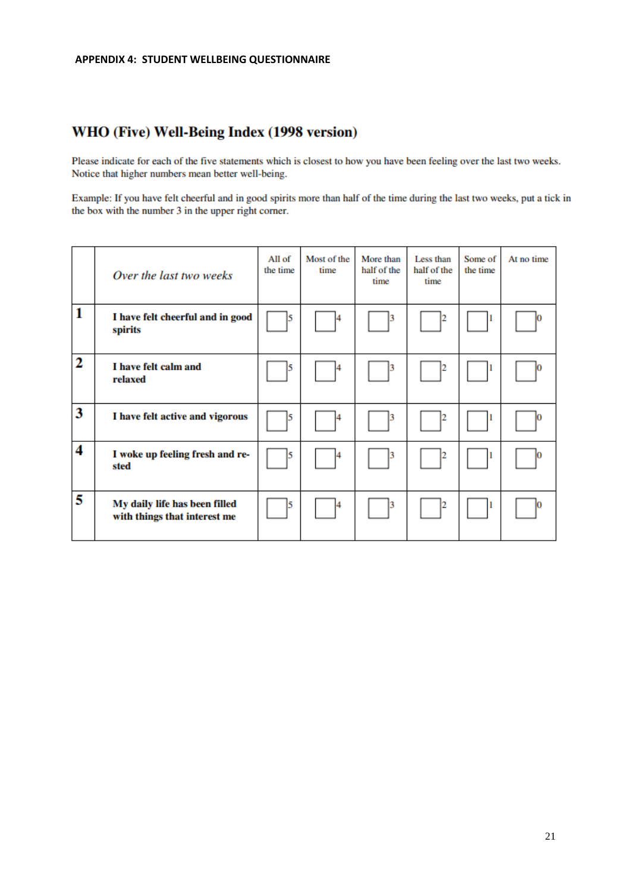**APPENDIX 4: STUDENT WELLBEING QUESTIONNAIRE**

# WHO (Five) Well-Being Index (1998 version)

Please indicate for each of the five statements which is closest to how you have been feeling over the last two weeks. Notice that higher numbers mean better well-being.

Example: If you have felt cheerful and in good spirits more than half of the time during the last two weeks, put a tick in the box with the number 3 in the upper right corner.

| | *Over the last two weeks* | All of the time | Most of the time | More than half of the time | Less than half of the time | Some of the time | At no time |
|---|---|---|---|---|---|---|---|
| **1** | **I have felt cheerful and in good spirits** | ☐ 5 | ☐ 4 | ☐ 3 | ☐ 2 | ☐ 1 | ☐ 0 |
| **2** | **I have felt calm and relaxed** | ☐ 5 | ☐ 4 | ☐ 3 | ☐ 2 | ☐ 1 | ☐ 0 |
| **3** | **I have felt active and vigorous** | ☐ 5 | ☐ 4 | ☐ 3 | ☐ 2 | ☐ 1 | ☐ 0 |
| **4** | **I woke up feeling fresh and re-sted** | ☐ 5 | ☐ 4 | ☐ 3 | ☐ 2 | ☐ 1 | ☐ 0 |
| **5** | **My daily life has been filled with things that interest me** | ☐ 5 | ☐ 4 | ☐ 3 | ☐ 2 | ☐ 1 | ☐ 0 |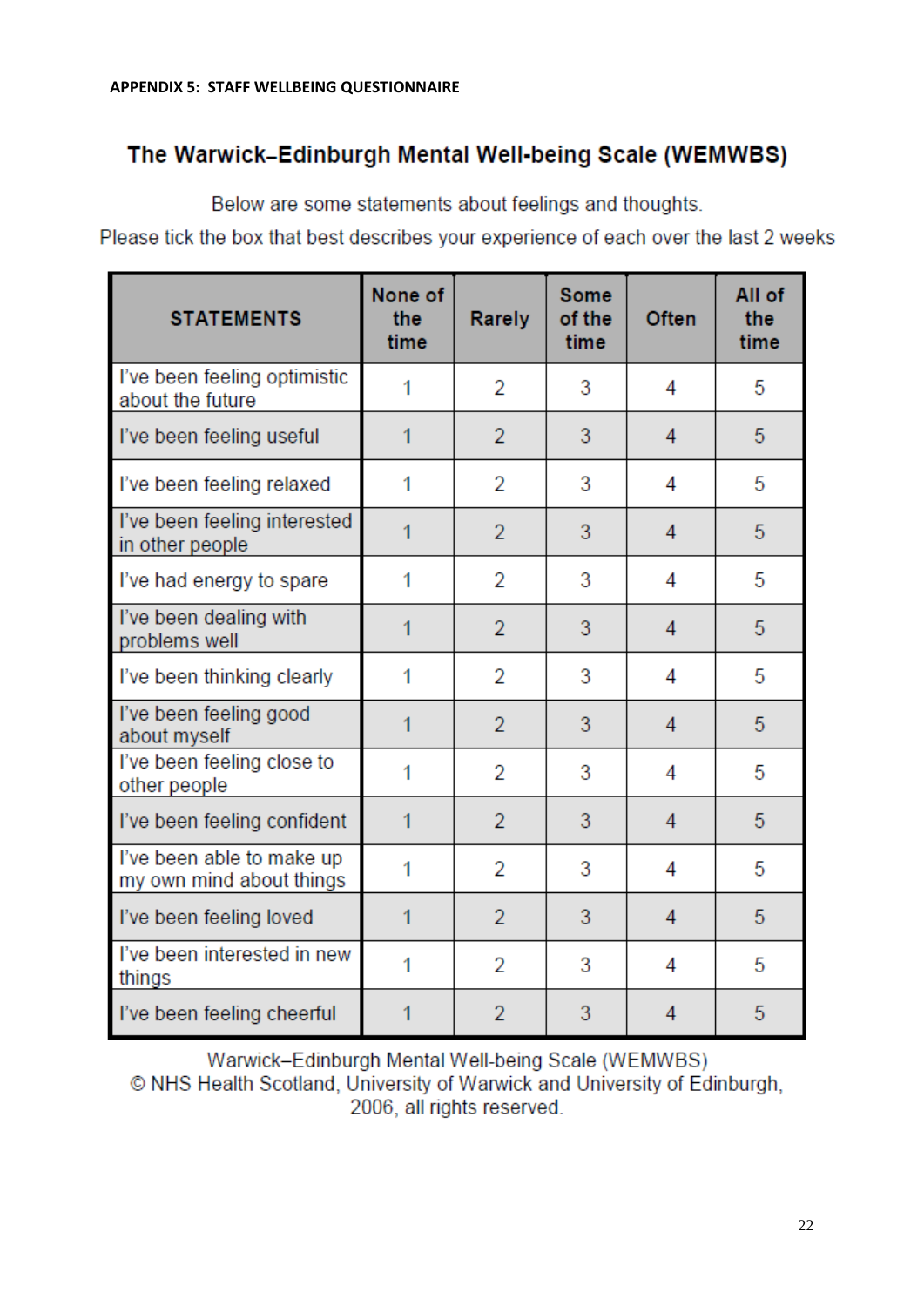**APPENDIX 5: STAFF WELLBEING QUESTIONNAIRE**

## The Warwick–Edinburgh Mental Well-being Scale (WEMWBS)

Below are some statements about feelings and thoughts.

Please tick the box that best describes your experience of each over the last 2 weeks

| STATEMENTS | None of the time | Rarely | Some of the time | Often | All of the time |
|---|---|---|---|---|---|
| I've been feeling optimistic about the future | 1 | 2 | 3 | 4 | 5 |
| I've been feeling useful | 1 | 2 | 3 | 4 | 5 |
| I've been feeling relaxed | 1 | 2 | 3 | 4 | 5 |
| I've been feeling interested in other people | 1 | 2 | 3 | 4 | 5 |
| I've had energy to spare | 1 | 2 | 3 | 4 | 5 |
| I've been dealing with problems well | 1 | 2 | 3 | 4 | 5 |
| I've been thinking clearly | 1 | 2 | 3 | 4 | 5 |
| I've been feeling good about myself | 1 | 2 | 3 | 4 | 5 |
| I've been feeling close to other people | 1 | 2 | 3 | 4 | 5 |
| I've been feeling confident | 1 | 2 | 3 | 4 | 5 |
| I've been able to make up my own mind about things | 1 | 2 | 3 | 4 | 5 |
| I've been feeling loved | 1 | 2 | 3 | 4 | 5 |
| I've been interested in new things | 1 | 2 | 3 | 4 | 5 |
| I've been feeling cheerful | 1 | 2 | 3 | 4 | 5 |

Warwick–Edinburgh Mental Well-being Scale (WEMWBS)
© NHS Health Scotland, University of Warwick and University of Edinburgh, 2006, all rights reserved.